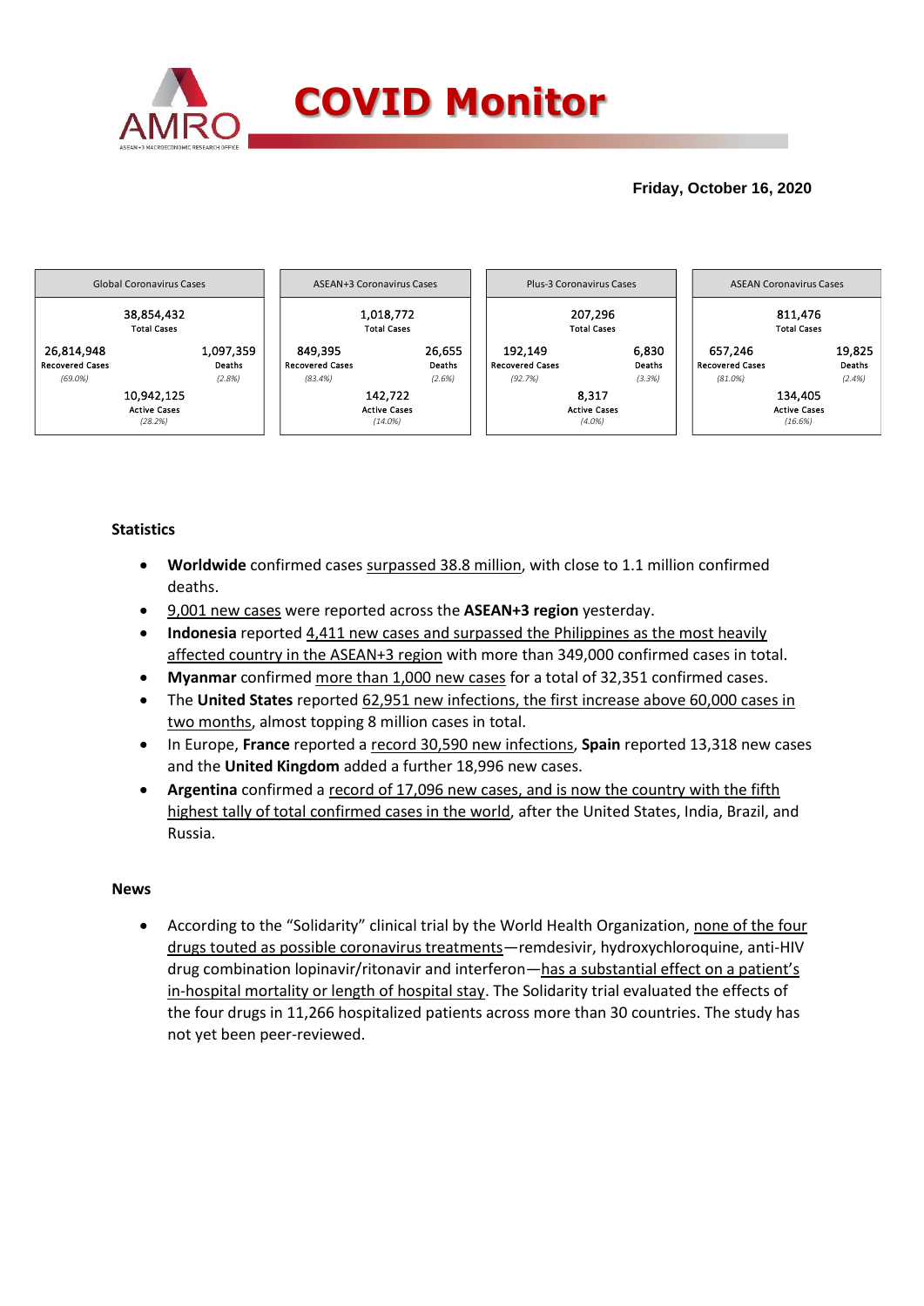# COVID Monitor

**Friday, October 16, 2020**

| Global Coronavirus Cases | | |
|---|---|---|
| | 38,854,432 Total Cases | |
| 26,814,948 Recovered Cases *(69.0%)* | | 1,097,359 Deaths *(2.8%)* |
| | 10,942,125 Active Cases *(28.2%)* | |

| ASEAN+3 Coronavirus Cases | | |
|---|---|---|
| | 1,018,772 Total Cases | |
| 849,395 Recovered Cases *(83.4%)* | | 26,655 Deaths *(2.6%)* |
| | 142,722 Active Cases *(14.0%)* | |

| Plus-3 Coronavirus Cases | | |
|---|---|---|
| | 207,296 Total Cases | |
| 192,149 Recovered Cases *(92.7%)* | | 6,830 Deaths *(3.3%)* |
| | 8,317 Active Cases *(4.0%)* | |

| ASEAN Coronavirus Cases | | |
|---|---|---|
| | 811,476 Total Cases | |
| 657,246 Recovered Cases *(81.0%)* | | 19,825 Deaths *(2.4%)* |
| | 134,405 Active Cases *(16.6%)* | |

### Statistics

- **Worldwide** confirmed cases surpassed 38.8 million, with close to 1.1 million confirmed deaths.
- 9,001 new cases were reported across the **ASEAN+3 region** yesterday.
- **Indonesia** reported 4,411 new cases and surpassed the Philippines as the most heavily affected country in the ASEAN+3 region with more than 349,000 confirmed cases in total.
- **Myanmar** confirmed more than 1,000 new cases for a total of 32,351 confirmed cases.
- The **United States** reported 62,951 new infections, the first increase above 60,000 cases in two months, almost topping 8 million cases in total.
- In Europe, **France** reported a record 30,590 new infections, **Spain** reported 13,318 new cases and the **United Kingdom** added a further 18,996 new cases.
- **Argentina** confirmed a record of 17,096 new cases, and is now the country with the fifth highest tally of total confirmed cases in the world, after the United States, India, Brazil, and Russia.

### News

- According to the "Solidarity" clinical trial by the World Health Organization, none of the four drugs touted as possible coronavirus treatments—remdesivir, hydroxychloroquine, anti-HIV drug combination lopinavir/ritonavir and interferon—has a substantial effect on a patient's in-hospital mortality or length of hospital stay. The Solidarity trial evaluated the effects of the four drugs in 11,266 hospitalized patients across more than 30 countries. The study has not yet been peer-reviewed.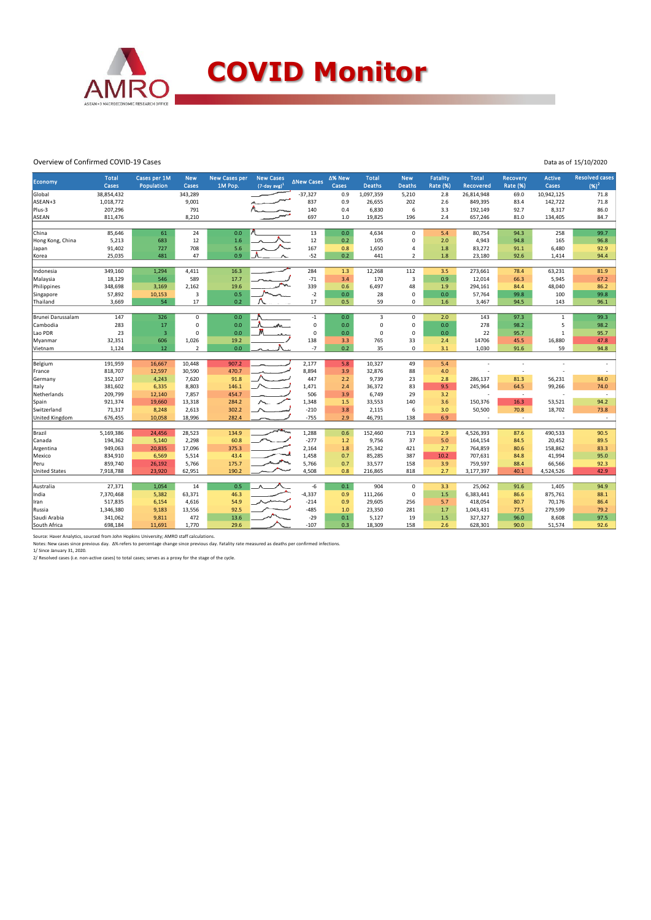# COVID Monitor

Overview of Confirmed COVID-19 Cases

Data as of 15/10/2020

| Economy | Total Cases | Cases per 1M Population | New Cases | New Cases per 1M Pop. | New Cases (7-day avg)[1] | ΔNew Cases | Δ% New Cases | Total Deaths | New Deaths | Fatality Rate (%) | Total Recovered | Recovery Rate (%) | Active Cases | Resolved cases (%)[2] |
|---|---|---|---|---|---|---|---|---|---|---|---|---|---|---|
| Global | 38,854,432 | | 343,289 | | | -37,327 | 0.9 | 1,097,359 | 5,210 | 2.8 | 26,814,948 | 69.0 | 10,942,125 | 71.8 |
| ASEAN+3 | 1,018,772 | | 9,001 | | | 837 | 0.9 | 26,655 | 202 | 2.6 | 849,395 | 83.4 | 142,722 | 71.8 |
| Plus-3 | 207,296 | | 791 | | | 140 | 0.4 | 6,830 | 6 | 3.3 | 192,149 | 92.7 | 8,317 | 86.0 |
| ASEAN | 811,476 | | 8,210 | | | 697 | 1.0 | 19,825 | 196 | 2.4 | 657,246 | 81.0 | 134,405 | 84.7 |
| | | | | | | | | | | | | | | |
| China | 85,646 | 61 | 24 | 0.0 | | 13 | 0.0 | 4,634 | 0 | 5.4 | 80,754 | 94.3 | 258 | 99.7 |
| Hong Kong, China | 5,213 | 683 | 12 | 1.6 | | 12 | 0.2 | 105 | 0 | 2.0 | 4,943 | 94.8 | 165 | 96.8 |
| Japan | 91,402 | 727 | 708 | 5.6 | | 167 | 0.8 | 1,650 | 4 | 1.8 | 83,272 | 91.1 | 6,480 | 92.9 |
| Korea | 25,035 | 481 | 47 | 0.9 | | -52 | 0.2 | 441 | 2 | 1.8 | 23,180 | 92.6 | 1,414 | 94.4 |
| | | | | | | | | | | | | | | |
| Indonesia | 349,160 | 1,294 | 4,411 | 16.3 | | 284 | 1.3 | 12,268 | 112 | 3.5 | 273,661 | 78.4 | 63,231 | 81.9 |
| Malaysia | 18,129 | 546 | 589 | 17.7 | | -71 | 3.4 | 170 | 3 | 0.9 | 12,014 | 66.3 | 5,945 | 67.2 |
| Philippines | 348,698 | 3,169 | 2,162 | 19.6 | | 339 | 0.6 | 6,497 | 48 | 1.9 | 294,161 | 84.4 | 48,040 | 86.2 |
| Singapore | 57,892 | 10,153 | 3 | 0.5 | | -2 | 0.0 | 28 | 0 | 0.0 | 57,764 | 99.8 | 100 | 99.8 |
| Thailand | 3,669 | 54 | 17 | 0.2 | | 17 | 0.5 | 59 | 0 | 1.6 | 3,467 | 94.5 | 143 | 96.1 |
| | | | | | | | | | | | | | | |
| Brunei Darussalam | 147 | 326 | 0 | 0.0 | | -1 | 0.0 | 3 | 0 | 2.0 | 143 | 97.3 | 1 | 99.3 |
| Cambodia | 283 | 17 | 0 | 0.0 | | 0 | 0.0 | 0 | 0 | 0.0 | 278 | 98.2 | 5 | 98.2 |
| Lao PDR | 23 | 3 | 0 | 0.0 | | 0 | 0.0 | 0 | 0 | 0.0 | 22 | 95.7 | 1 | 95.7 |
| Myanmar | 32,351 | 606 | 1,026 | 19.2 | | 138 | 3.3 | 765 | 33 | 2.4 | 14706 | 45.5 | 16,880 | 47.8 |
| Vietnam | 1,124 | 12 | 2 | 0.0 | | -7 | 0.2 | 35 | 0 | 3.1 | 1,030 | 91.6 | 59 | 94.8 |
| | | | | | | | | | | | | | | |
| Belgium | 191,959 | 16,667 | 10,448 | 907.2 | | 2,177 | 5.8 | 10,327 | 49 | 5.4 | - | - | - | - |
| France | 818,707 | 12,597 | 30,590 | 470.7 | | 8,894 | 3.9 | 32,876 | 88 | 4.0 | - | - | - | - |
| Germany | 352,107 | 4,243 | 7,620 | 91.8 | | 447 | 2.2 | 9,739 | 23 | 2.8 | 286,137 | 81.3 | 56,231 | 84.0 |
| Italy | 381,602 | 6,335 | 8,803 | 146.1 | | 1,471 | 2.4 | 36,372 | 83 | 9.5 | 245,964 | 64.5 | 99,266 | 74.0 |
| Netherlands | 209,799 | 12,140 | 7,857 | 454.7 | | 506 | 3.9 | 6,749 | 29 | 3.2 | - | - | - | - |
| Spain | 921,374 | 19,660 | 13,318 | 284.2 | | 1,348 | 1.5 | 33,553 | 140 | 3.6 | 150,376 | 16.3 | 53,521 | 94.2 |
| Switzerland | 71,317 | 8,248 | 2,613 | 302.2 | | -210 | 3.8 | 2,115 | 6 | 3.0 | 50,500 | 70.8 | 18,702 | 73.8 |
| United Kingdom | 676,455 | 10,058 | 18,996 | 282.4 | | -755 | 2.9 | 46,791 | 138 | 6.9 | - | - | - | - |
| | | | | | | | | | | | | | | |
| Brazil | 5,169,386 | 24,456 | 28,523 | 134.9 | | 1,288 | 0.6 | 152,460 | 713 | 2.9 | 4,526,393 | 87.6 | 490,533 | 90.5 |
| Canada | 194,362 | 5,140 | 2,298 | 60.8 | | -277 | 1.2 | 9,756 | 37 | 5.0 | 164,154 | 84.5 | 20,452 | 89.5 |
| Argentina | 949,063 | 20,835 | 17,096 | 375.3 | | 2,164 | 1.8 | 25,342 | 421 | 2.7 | 764,859 | 80.6 | 158,862 | 83.3 |
| Mexico | 834,910 | 6,569 | 5,514 | 43.4 | | 1,458 | 0.7 | 85,285 | 387 | 10.2 | 707,631 | 84.8 | 41,994 | 95.0 |
| Peru | 859,740 | 26,192 | 5,766 | 175.7 | | 5,766 | 0.7 | 33,577 | 158 | 3.9 | 759,597 | 88.4 | 66,566 | 92.3 |
| United States | 7,918,788 | 23,920 | 62,951 | 190.2 | | 4,508 | 0.8 | 216,865 | 818 | 2.7 | 3,177,397 | 40.1 | 4,524,526 | 42.9 |
| | | | | | | | | | | | | | | |
| Australia | 27,371 | 1,054 | 14 | 0.5 | | -6 | 0.1 | 904 | 0 | 3.3 | 25,062 | 91.6 | 1,405 | 94.9 |
| India | 7,370,468 | 5,382 | 63,371 | 46.3 | | -4,337 | 0.9 | 111,266 | 0 | 1.5 | 6,383,441 | 86.6 | 875,761 | 88.1 |
| Iran | 517,835 | 6,154 | 4,616 | 54.9 | | -214 | 0.9 | 29,605 | 256 | 5.7 | 418,054 | 80.7 | 70,176 | 86.4 |
| Russia | 1,346,380 | 9,183 | 13,556 | 92.5 | | -485 | 1.0 | 23,350 | 281 | 1.7 | 1,043,431 | 77.5 | 279,599 | 79.2 |
| Saudi Arabia | 341,062 | 9,811 | 472 | 13.6 | | -29 | 0.1 | 5,127 | 19 | 1.5 | 327,327 | 96.0 | 8,608 | 97.5 |
| South Africa | 698,184 | 11,691 | 1,770 | 29.6 | | -107 | 0.3 | 18,309 | 158 | 2.6 | 628,301 | 90.0 | 51,574 | 92.6 |

Source: Haver Analytics, sourced from John Hopkins University; AMRO staff calculations.

Notes: New cases since previous day. Δ% refers to percentage change since previous day. Fatality rate measured as deaths per confirmed infections.

1/ Since January 31, 2020.

2/ Resolved cases (i.e. non-active cases) to total cases; serves as a proxy for the stage of the cycle.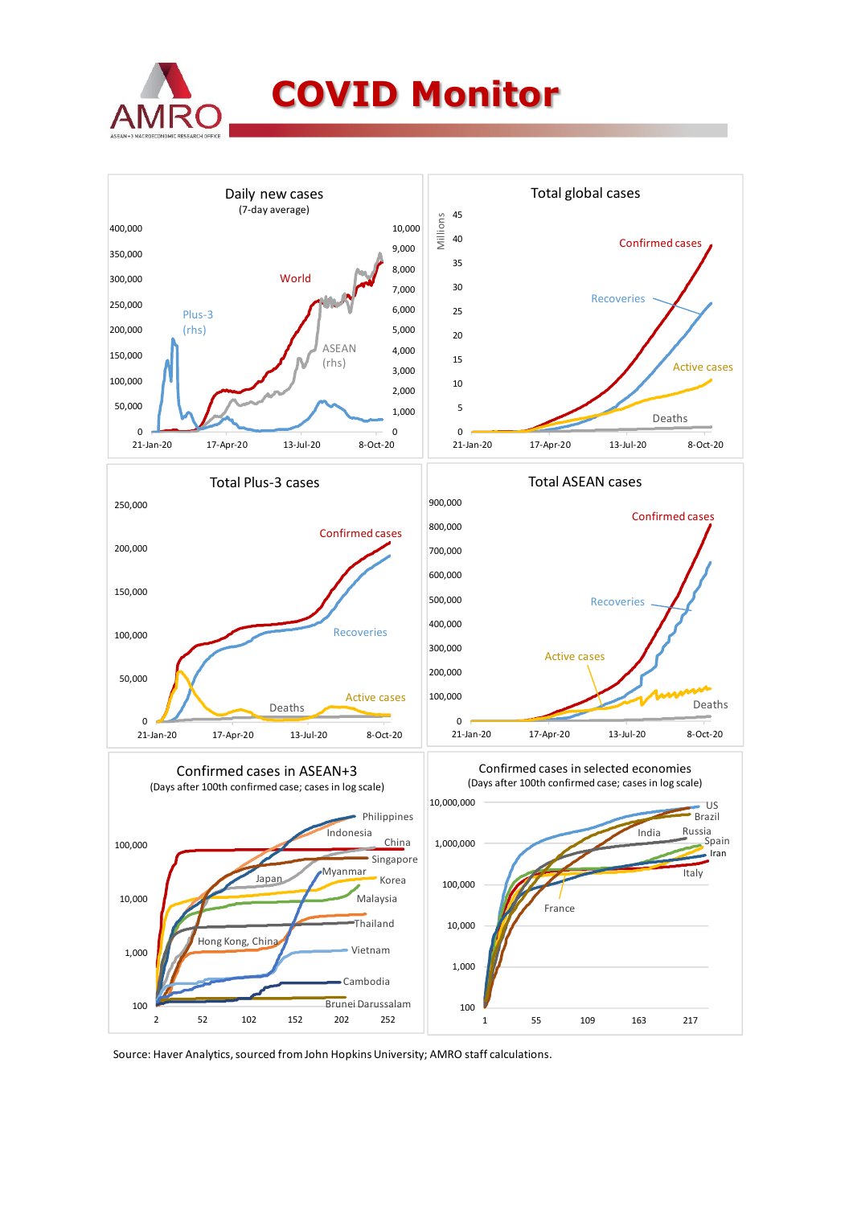# COVID Monitor

AMRO
ASEAN+3 MACROECONOMIC RESEARCH OFFICE

Daily new cases
(7-day average)

400,000
350,000
300,000
250,000
200,000
150,000
100,000
50,000
0

10,000
9,000
8,000
7,000
6,000
5,000
4,000
3,000
2,000
1,000
0

World
Plus-3 (rhs)
ASEAN (rhs)

21-Jan-20
17-Apr-20
13-Jul-20
8-Oct-20

Total global cases

Millions

45
40
35
30
25
20
15
10
5
0

Confirmed cases
Recoveries
Active cases
Deaths

21-Jan-20
17-Apr-20
13-Jul-20
8-Oct-20

Total Plus-3 cases

250,000
200,000
150,000
100,000
50,000
0

Confirmed cases
Recoveries
Deaths
Active cases

21-Jan-20
17-Apr-20
13-Jul-20
8-Oct-20

Total ASEAN cases

900,000
800,000
700,000
600,000
500,000
400,000
300,000
200,000
100,000
0

Confirmed cases
Recoveries
Active cases
Deaths

21-Jan-20
17-Apr-20
13-Jul-20
8-Oct-20

Confirmed cases in ASEAN+3
(Days after 100th confirmed case; cases in log scale)

100,000
10,000
1,000
100

Philippines
Indonesia
China
Singapore
Japan
Myanmar
Korea
Malaysia
Thailand
Hong Kong, China
Vietnam
Cambodia
Brunei Darussalam

2
52
102
152
202
252

Confirmed cases in selected economies
(Days after 100th confirmed case; cases in log scale)

10,000,000
1,000,000
100,000
10,000
1,000
100

US
Brazil
India
Russia
Spain
Iran
Italy
France

1
55
109
163
217

Source: Haver Analytics, sourced from John Hopkins University; AMRO staff calculations.